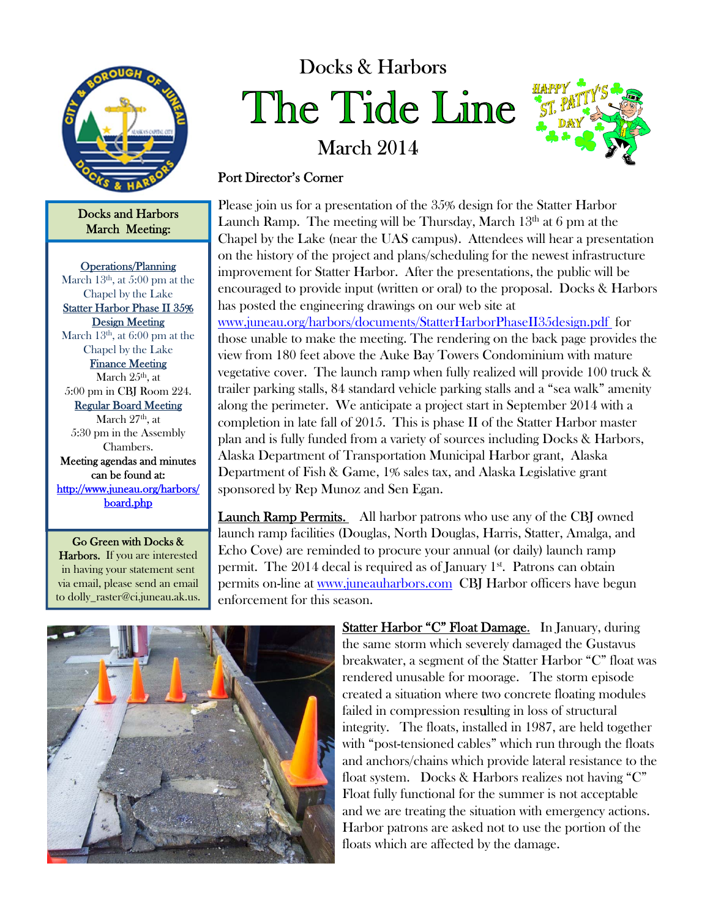# Docks & Harbors

# The Tide Line

March 2014

**Docks and Harbors March Meeting:**

Operations/Planning
March 13th, at 5:00 pm at the Chapel by the Lake

Statter Harbor Phase II 35% Design Meeting
March 13th, at 6:00 pm at the Chapel by the Lake

Finance Meeting
March 25th, at 5:00 pm in CBJ Room 224.

Regular Board Meeting
March 27th, at 5:30 pm in the Assembly Chambers.

Meeting agendas and minutes can be found at: http://www.juneau.org/harbors/board.php

**Go Green with Docks & Harbors.** If you are interested in having your statement sent via email, please send an email to dolly_raster@ci.juneau.ak.us.

## Port Director's Corner

Please join us for a presentation of the 35% design for the Statter Harbor Launch Ramp. The meeting will be Thursday, March 13th at 6 pm at the Chapel by the Lake (near the UAS campus). Attendees will hear a presentation on the history of the project and plans/scheduling for the newest infrastructure improvement for Statter Harbor. After the presentations, the public will be encouraged to provide input (written or oral) to the proposal. Docks & Harbors has posted the engineering drawings on our web site at www.juneau.org/harbors/documents/StatterHarborPhaseII35design.pdf for those unable to make the meeting. The rendering on the back page provides the view from 180 feet above the Auke Bay Towers Condominium with mature vegetative cover. The launch ramp when fully realized will provide 100 truck & trailer parking stalls, 84 standard vehicle parking stalls and a "sea walk" amenity along the perimeter. We anticipate a project start in September 2014 with a completion in late fall of 2015. This is phase II of the Statter Harbor master plan and is fully funded from a variety of sources including Docks & Harbors, Alaska Department of Transportation Municipal Harbor grant, Alaska Department of Fish & Game, 1% sales tax, and Alaska Legislative grant sponsored by Rep Munoz and Sen Egan.

**Launch Ramp Permits.** All harbor patrons who use any of the CBJ owned launch ramp facilities (Douglas, North Douglas, Harris, Statter, Amalga, and Echo Cove) are reminded to procure your annual (or daily) launch ramp permit. The 2014 decal is required as of January 1st. Patrons can obtain permits on-line at www.juneauharbors.com CBJ Harbor officers have begun enforcement for this season.

**Statter Harbor "C" Float Damage.** In January, during the same storm which severely damaged the Gustavus breakwater, a segment of the Statter Harbor "C" float was rendered unusable for moorage. The storm episode created a situation where two concrete floating modules failed in compression resulting in loss of structural integrity. The floats, installed in 1987, are held together with "post-tensioned cables" which run through the floats and anchors/chains which provide lateral resistance to the float system. Docks & Harbors realizes not having "C" Float fully functional for the summer is not acceptable and we are treating the situation with emergency actions. Harbor patrons are asked not to use the portion of the floats which are affected by the damage.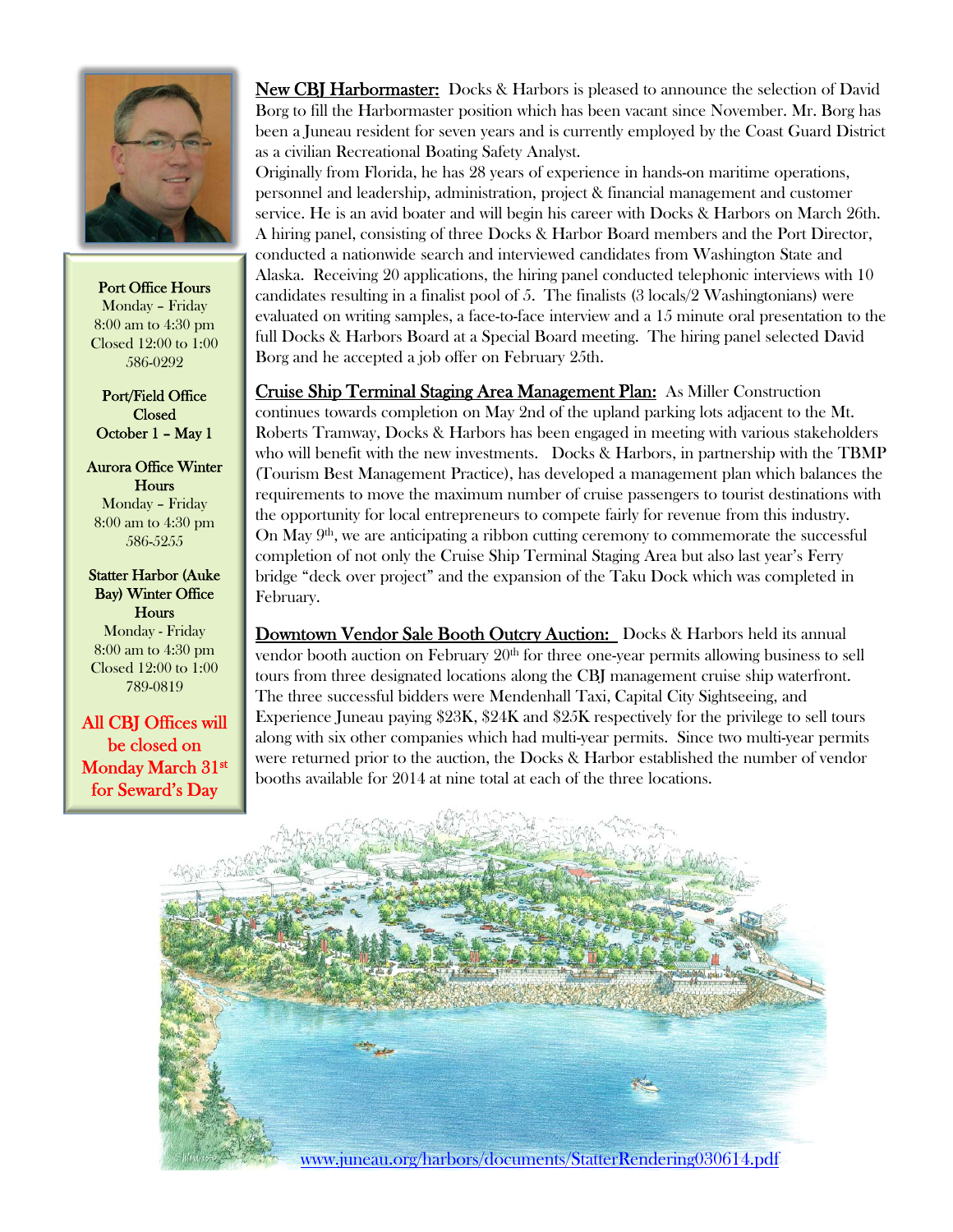**New CBJ Harbormaster:** Docks & Harbors is pleased to announce the selection of David Borg to fill the Harbormaster position which has been vacant since November. Mr. Borg has been a Juneau resident for seven years and is currently employed by the Coast Guard District as a civilian Recreational Boating Safety Analyst.

Originally from Florida, he has 28 years of experience in hands-on maritime operations, personnel and leadership, administration, project & financial management and customer service. He is an avid boater and will begin his career with Docks & Harbors on March 26th. A hiring panel, consisting of three Docks & Harbor Board members and the Port Director, conducted a nationwide search and interviewed candidates from Washington State and Alaska. Receiving 20 applications, the hiring panel conducted telephonic interviews with 10 candidates resulting in a finalist pool of 5. The finalists (3 locals/2 Washingtonians) were evaluated on writing samples, a face-to-face interview and a 15 minute oral presentation to the full Docks & Harbors Board at a Special Board meeting. The hiring panel selected David Borg and he accepted a job offer on February 25th.

**Cruise Ship Terminal Staging Area Management Plan:** As Miller Construction continues towards completion on May 2nd of the upland parking lots adjacent to the Mt. Roberts Tramway, Docks & Harbors has been engaged in meeting with various stakeholders who will benefit with the new investments. Docks & Harbors, in partnership with the TBMP (Tourism Best Management Practice), has developed a management plan which balances the requirements to move the maximum number of cruise passengers to tourist destinations with the opportunity for local entrepreneurs to compete fairly for revenue from this industry. On May 9th, we are anticipating a ribbon cutting ceremony to commemorate the successful completion of not only the Cruise Ship Terminal Staging Area but also last year's Ferry bridge "deck over project" and the expansion of the Taku Dock which was completed in February.

**Downtown Vendor Sale Booth Outcry Auction:** Docks & Harbors held its annual vendor booth auction on February 20th for three one-year permits allowing business to sell tours from three designated locations along the CBJ management cruise ship waterfront. The three successful bidders were Mendenhall Taxi, Capital City Sightseeing, and Experience Juneau paying $23K, $24K and $25K respectively for the privilege to sell tours along with six other companies which had multi-year permits. Since two multi-year permits were returned prior to the auction, the Docks & Harbor established the number of vendor booths available for 2014 at nine total at each of the three locations.

**Port Office Hours**
Monday – Friday
8:00 am to 4:30 pm
Closed 12:00 to 1:00
586-0292

**Port/Field Office Closed**
October 1 – May 1

**Aurora Office Winter Hours**
Monday – Friday
8:00 am to 4:30 pm
586-5255

**Statter Harbor (Auke Bay) Winter Office Hours**
Monday - Friday
8:00 am to 4:30 pm
Closed 12:00 to 1:00
789-0819

**All CBJ Offices will be closed on Monday March 31st for Seward's Day**

www.juneau.org/harbors/documents/StatterRendering030614.pdf